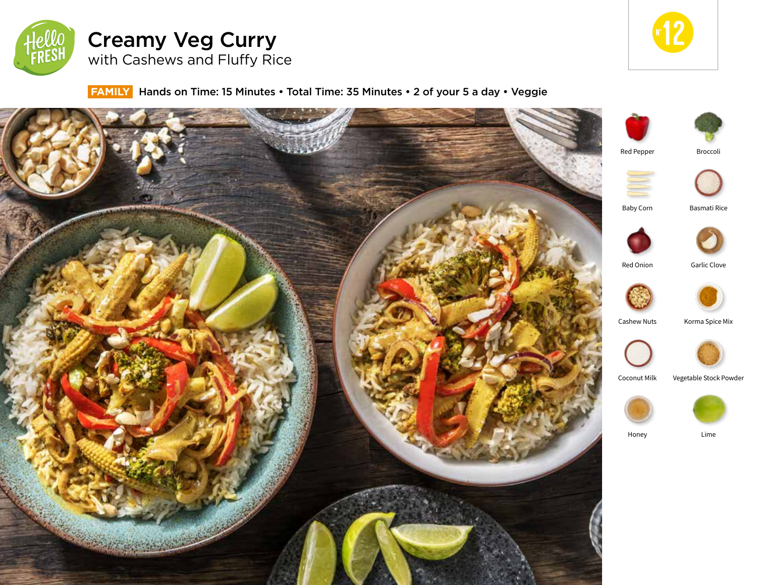# Creamy Veg Curry

## with Cashews and Fluffy Rice

N° 12

**FAMILY** Hands on Time: 15 Minutes • Total Time: 35 Minutes • 2 of your 5 a day • Veggie

- Red Pepper
- Broccoli
- Baby Corn
- Basmati Rice
- Red Onion
- Garlic Clove
- Cashew Nuts
- Korma Spice Mix
- Coconut Milk
- Vegetable Stock Powder
- Honey
- Lime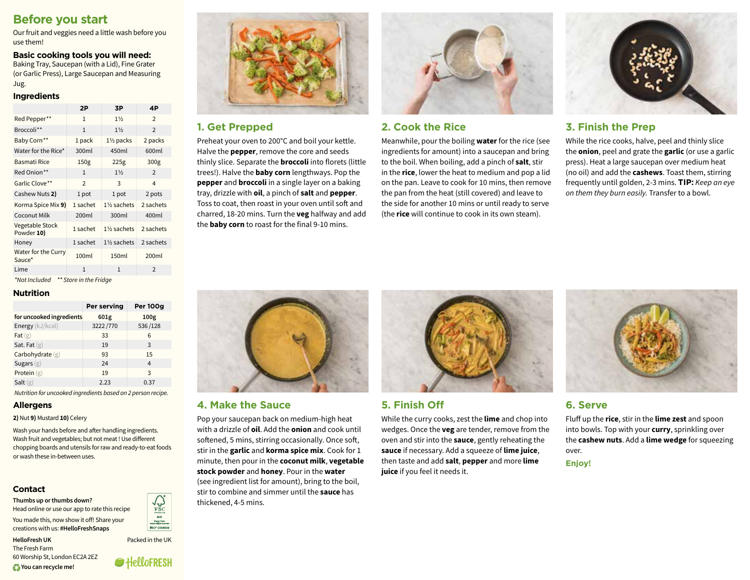## Before you start

Our fruit and veggies need a little wash before you use them!

### Basic cooking tools you will need:

Baking Tray, Saucepan (with a Lid), Fine Grater (or Garlic Press), Large Saucepan and Measuring Jug.

### Ingredients

| | 2P | 3P | 4P |
|---|---|---|---|
| Red Pepper** | 1 | 1½ | 2 |
| Broccoli** | 1 | 1½ | 2 |
| Baby Corn** | 1 pack | 1½ packs | 2 packs |
| Water for the Rice* | 300ml | 450ml | 600ml |
| Basmati Rice | 150g | 225g | 300g |
| Red Onion** | 1 | 1½ | 2 |
| Garlic Clove** | 2 | 3 | 4 |
| Cashew Nuts **2)** | 1 pot | 1 pot | 2 pots |
| Korma Spice Mix **9)** | 1 sachet | 1½ sachets | 2 sachets |
| Coconut Milk | 200ml | 300ml | 400ml |
| Vegetable Stock Powder **10)** | 1 sachet | 1½ sachets | 2 sachets |
| Honey | 1 sachet | 1½ sachets | 2 sachets |
| Water for the Curry Sauce* | 100ml | 150ml | 200ml |
| Lime | 1 | 1 | 2 |

*\*Not Included \*\* Store in the Fridge*

### Nutrition

| | Per serving | Per 100g |
|---|---|---|
| **for uncooked ingredients** | 601g | 100g |
| Energy (kJ/kcal) | 3222 /770 | 536 /128 |
| Fat (g) | 33 | 6 |
| Sat. Fat (g) | 19 | 3 |
| Carbohydrate (g) | 93 | 15 |
| Sugars (g) | 24 | 4 |
| Protein (g) | 19 | 3 |
| Salt (g) | 2.23 | 0.37 |

*Nutrition for uncooked ingredients based on 2 person recipe.*

### Allergens

**2)** Nut **9)** Mustard **10)** Celery

Wash your hands before and after handling ingredients. Wash fruit and vegetables; but not meat ! Use different chopping boards and utensils for raw and ready-to-eat foods or wash these in-between uses.

### Contact

**Thumbs up or thumbs down?**
Head online or use our app to rate this recipe

You made this, now show it off! Share your creations with us: **#HelloFreshSnaps**

**HelloFresh UK**
The Fresh Farm
60 Worship St, London EC2A 2EZ

Packed in the UK

**You can recycle me!**

## 1. Get Prepped

Preheat your oven to 200°C and boil your kettle. Halve the **pepper**, remove the core and seeds thinly slice. Separate the **broccoli** into florets (little trees!). Halve the **baby corn** lengthways. Pop the **pepper** and **broccoli** in a single layer on a baking tray, drizzle with **oil**, a pinch of **salt** and **pepper**. Toss to coat, then roast in your oven until soft and charred, 18-20 mins. Turn the **veg** halfway and add the **baby corn** to roast for the final 9-10 mins.

## 2. Cook the Rice

Meanwhile, pour the boiling **water** for the rice (see ingredients for amount) into a saucepan and bring to the boil. When boiling, add a pinch of **salt**, stir in the **rice**, lower the heat to medium and pop a lid on the pan. Leave to cook for 10 mins, then remove the pan from the heat (still covered) and leave to the side for another 10 mins or until ready to serve (the **rice** will continue to cook in its own steam).

## 3. Finish the Prep

While the rice cooks, halve, peel and thinly slice the **onion**, peel and grate the **garlic** (or use a garlic press). Heat a large saucepan over medium heat (no oil) and add the **cashews**. Toast them, stirring frequently until golden, 2-3 mins. **TIP:** *Keep an eye on them they burn easily.* Transfer to a bowl.

## 4. Make the Sauce

Pop your saucepan back on medium-high heat with a drizzle of **oil**. Add the **onion** and cook until softened, 5 mins, stirring occasionally. Once soft, stir in the **garlic** and **korma spice mix**. Cook for 1 minute, then pour in the **coconut milk**, **vegetable stock powder** and **honey**. Pour in the **water** (see ingredient list for amount), bring to the boil, stir to combine and simmer until the **sauce** has thickened, 4-5 mins.

## 5. Finish Off

While the curry cooks, zest the **lime** and chop into wedges. Once the **veg** are tender, remove from the oven and stir into the **sauce**, gently reheating the **sauce** if necessary. Add a squeeze of **lime juice**, then taste and add **salt**, **pepper** and more **lime juice** if you feel it needs it.

## 6. Serve

Fluff up the **rice**, stir in the **lime zest** and spoon into bowls. Top with your **curry**, sprinkling over the **cashew nuts**. Add a **lime wedge** for squeezing over.

**Enjoy!**